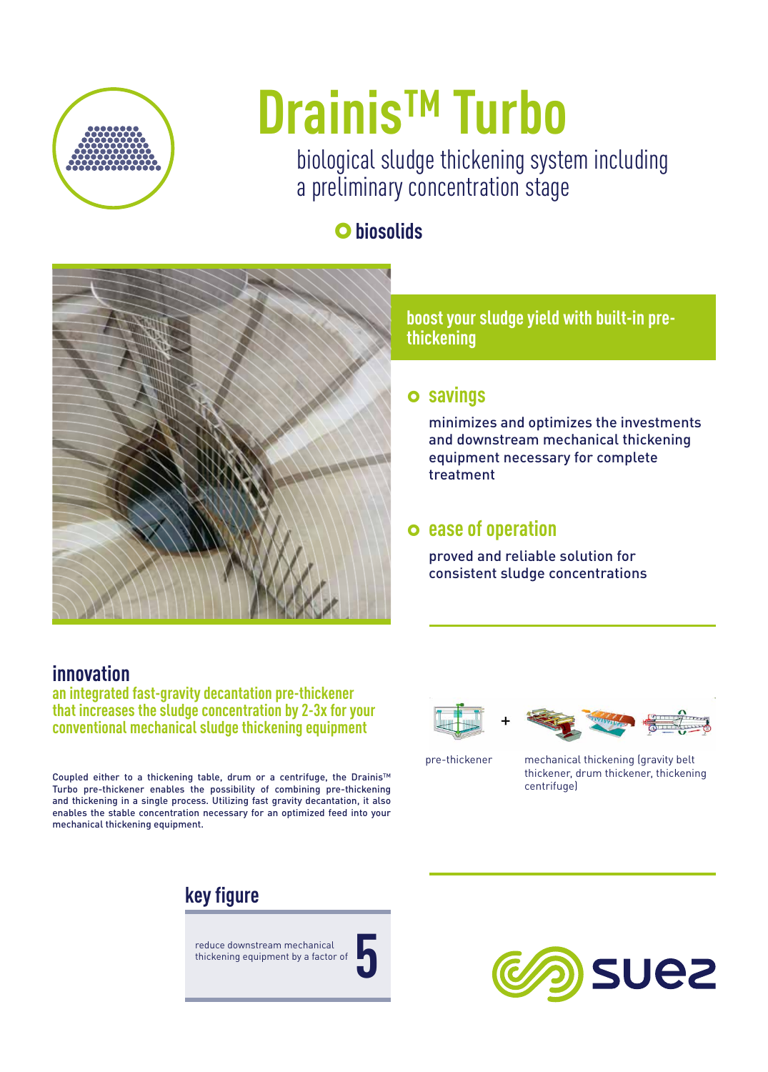# Drainis™ Turbo

biological sludge thickening system including a preliminary concentration stage

**biosolids**

## boost your sludge yield with built-in pre-thickening

### savings

minimizes and optimizes the investments and downstream mechanical thickening equipment necessary for complete treatment

### ease of operation

proved and reliable solution for consistent sludge concentrations

## innovation

**an integrated fast-gravity decantation pre-thickener that increases the sludge concentration by 2-3x for your conventional mechanical sludge thickening equipment**

Coupled either to a thickening table, drum or a centrifuge, the Drainis™ Turbo pre-thickener enables the possibility of combining pre-thickening and thickening in a single process. Utilizing fast gravity decantation, it also enables the stable concentration necessary for an optimized feed into your mechanical thickening equipment.

pre-thickener + mechanical thickening (gravity belt thickener, drum thickener, thickening centrifuge)

## key figure

reduce downstream mechanical thickening equipment by a factor of **5**

suez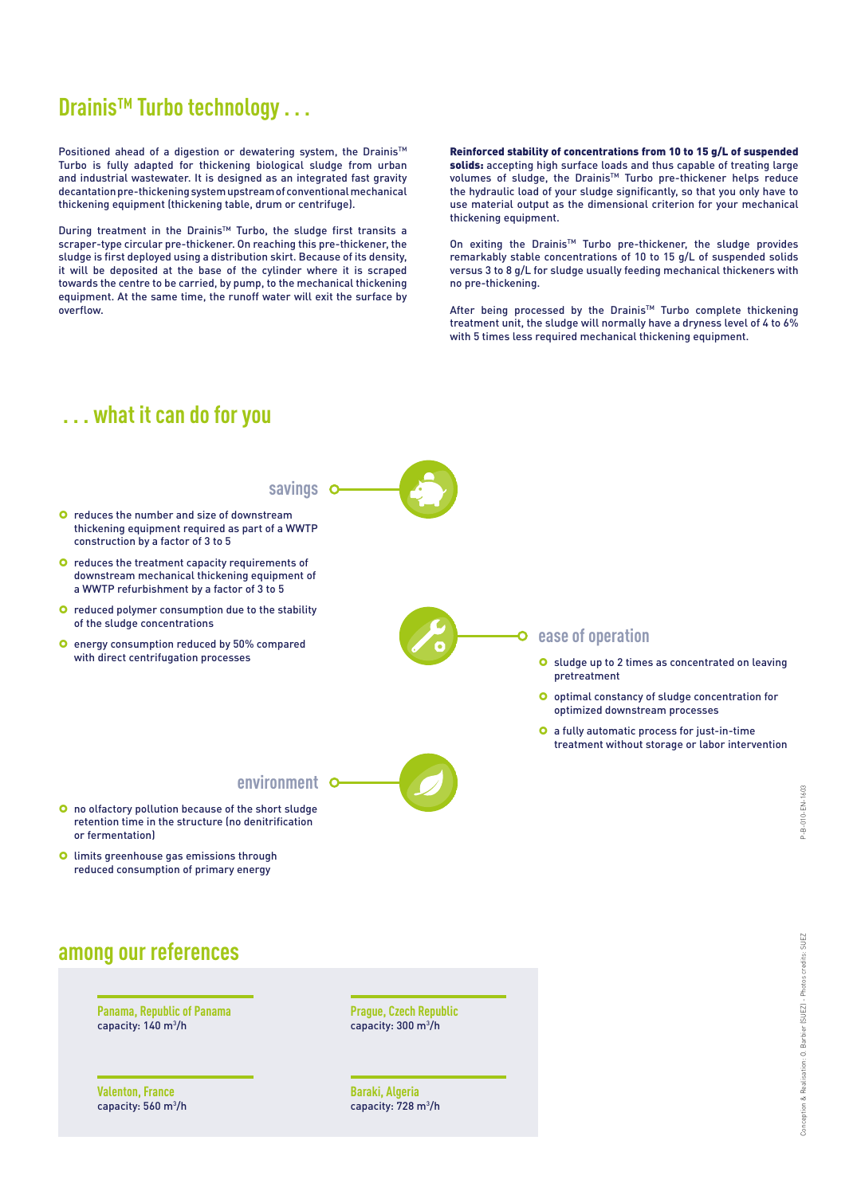# Drainis™ Turbo technology . . .

Positioned ahead of a digestion or dewatering system, the Drainis™ Turbo is fully adapted for thickening biological sludge from urban and industrial wastewater. It is designed as an integrated fast gravity decantation pre-thickening system upstream of conventional mechanical thickening equipment (thickening table, drum or centrifuge).

During treatment in the Drainis™ Turbo, the sludge first transits a scraper-type circular pre-thickener. On reaching this pre-thickener, the sludge is first deployed using a distribution skirt. Because of its density, it will be deposited at the base of the cylinder where it is scraped towards the centre to be carried, by pump, to the mechanical thickening equipment. At the same time, the runoff water will exit the surface by overflow.

**Reinforced stability of concentrations from 10 to 15 g/L of suspended solids:** accepting high surface loads and thus capable of treating large volumes of sludge, the Drainis™ Turbo pre-thickener helps reduce the hydraulic load of your sludge significantly, so that you only have to use material output as the dimensional criterion for your mechanical thickening equipment.

On exiting the Drainis™ Turbo pre-thickener, the sludge provides remarkably stable concentrations of 10 to 15 g/L of suspended solids versus 3 to 8 g/L for sludge usually feeding mechanical thickeners with no pre-thickening.

After being processed by the Drainis™ Turbo complete thickening treatment unit, the sludge will normally have a dryness level of 4 to 6% with 5 times less required mechanical thickening equipment.

# . . . what it can do for you

## savings

- reduces the number and size of downstream thickening equipment required as part of a WWTP construction by a factor of 3 to 5
- reduces the treatment capacity requirements of downstream mechanical thickening equipment of a WWTP refurbishment by a factor of 3 to 5
- reduced polymer consumption due to the stability of the sludge concentrations
- energy consumption reduced by 50% compared with direct centrifugation processes

## ease of operation

- sludge up to 2 times as concentrated on leaving pretreatment
- optimal constancy of sludge concentration for optimized downstream processes
- a fully automatic process for just-in-time treatment without storage or labor intervention

## environment

- no olfactory pollution because of the short sludge retention time in the structure (no denitrification or fermentation)
- limits greenhouse gas emissions through reduced consumption of primary energy

# among our references

**Panama, Republic of Panama**
capacity: 140 m³/h

**Prague, Czech Republic**
capacity: 300 m³/h

**Valenton, France**
capacity: 560 m³/h

**Baraki, Algeria**
capacity: 728 m³/h

P-B-010-EN-1603

Conception & Réalisation: O. Barbier (SUEZ) - Photos credits: SUEZ